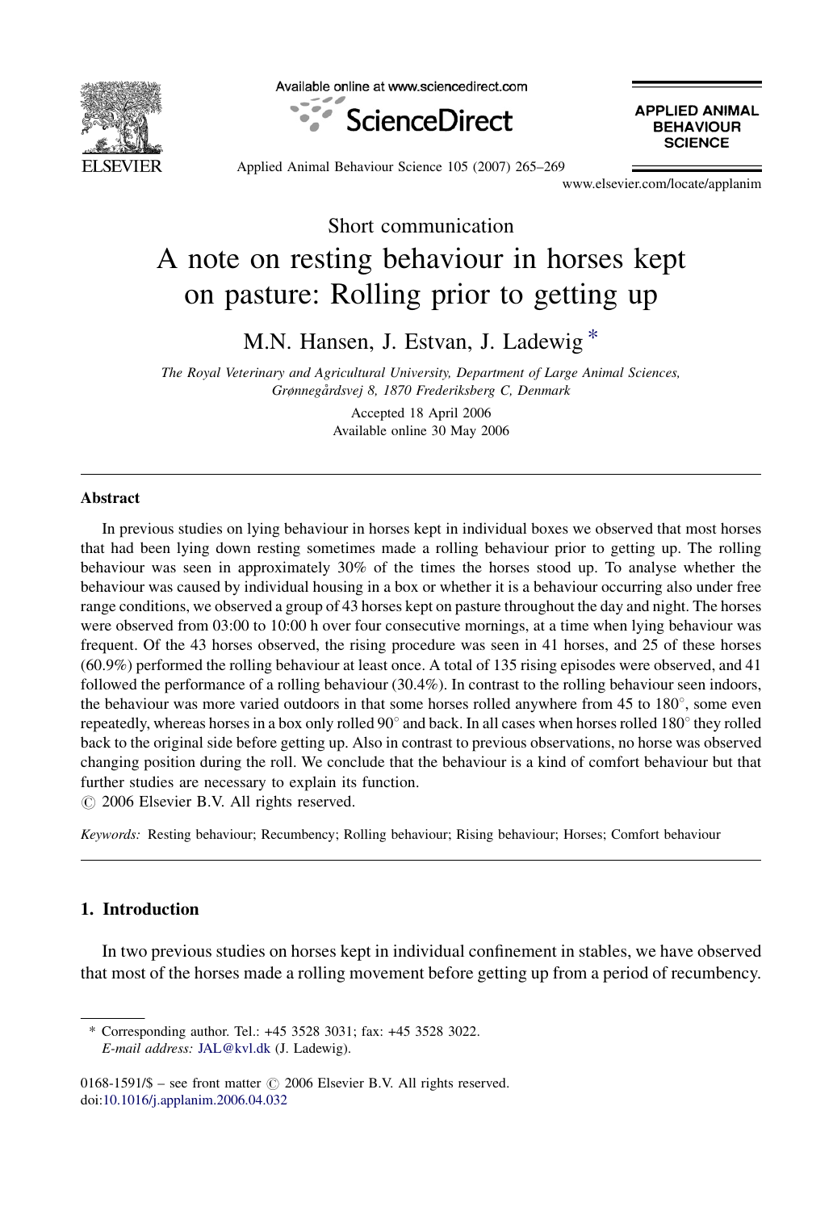Short communication

# A note on resting behaviour in horses kept on pasture: Rolling prior to getting up

M.N. Hansen, J. Estvan, J. Ladewig *

*The Royal Veterinary and Agricultural University, Department of Large Animal Sciences, Grønnegårdsvej 8, 1870 Frederiksberg C, Denmark*

Accepted 18 April 2006
Available online 30 May 2006

## Abstract

In previous studies on lying behaviour in horses kept in individual boxes we observed that most horses that had been lying down resting sometimes made a rolling behaviour prior to getting up. The rolling behaviour was seen in approximately 30% of the times the horses stood up. To analyse whether the behaviour was caused by individual housing in a box or whether it is a behaviour occurring also under free range conditions, we observed a group of 43 horses kept on pasture throughout the day and night. The horses were observed from 03:00 to 10:00 h over four consecutive mornings, at a time when lying behaviour was frequent. Of the 43 horses observed, the rising procedure was seen in 41 horses, and 25 of these horses (60.9%) performed the rolling behaviour at least once. A total of 135 rising episodes were observed, and 41 followed the performance of a rolling behaviour (30.4%). In contrast to the rolling behaviour seen indoors, the behaviour was more varied outdoors in that some horses rolled anywhere from 45 to 180°, some even repeatedly, whereas horses in a box only rolled 90° and back. In all cases when horses rolled 180° they rolled back to the original side before getting up. Also in contrast to previous observations, no horse was observed changing position during the roll. We conclude that the behaviour is a kind of comfort behaviour but that further studies are necessary to explain its function.
© 2006 Elsevier B.V. All rights reserved.

*Keywords:* Resting behaviour; Recumbency; Rolling behaviour; Rising behaviour; Horses; Comfort behaviour

## 1. Introduction

In two previous studies on horses kept in individual confinement in stables, we have observed that most of the horses made a rolling movement before getting up from a period of recumbency.

* Corresponding author. Tel.: +45 3528 3031; fax: +45 3528 3022.
*E-mail address:* JAL@kvl.dk (J. Ladewig).

0168-1591/$ – see front matter © 2006 Elsevier B.V. All rights reserved.
doi:10.1016/j.applanim.2006.04.032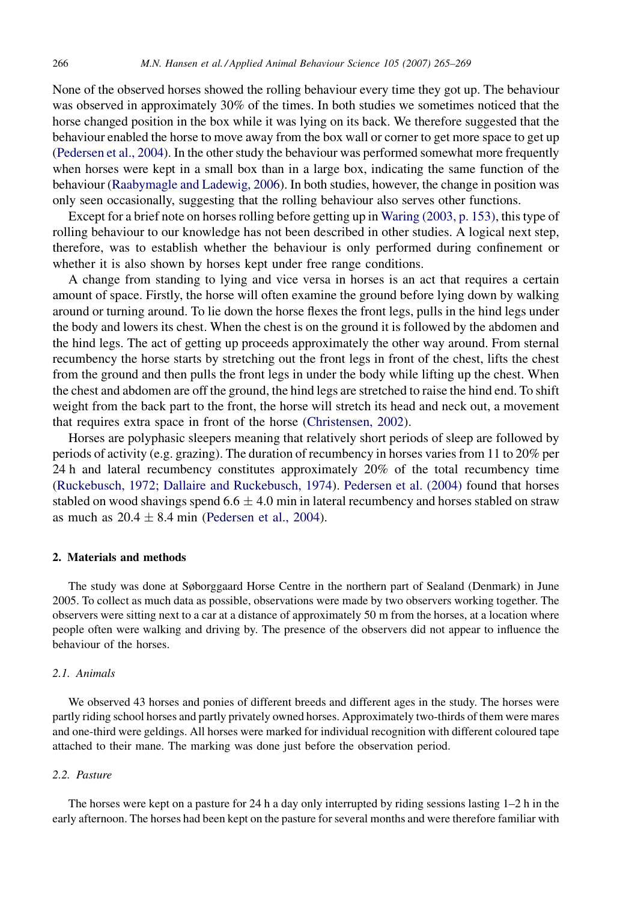None of the observed horses showed the rolling behaviour every time they got up. The behaviour was observed in approximately 30% of the times. In both studies we sometimes noticed that the horse changed position in the box while it was lying on its back. We therefore suggested that the behaviour enabled the horse to move away from the box wall or corner to get more space to get up (Pedersen et al., 2004). In the other study the behaviour was performed somewhat more frequently when horses were kept in a small box than in a large box, indicating the same function of the behaviour (Raabymagle and Ladewig, 2006). In both studies, however, the change in position was only seen occasionally, suggesting that the rolling behaviour also serves other functions.

Except for a brief note on horses rolling before getting up in Waring (2003, p. 153), this type of rolling behaviour to our knowledge has not been described in other studies. A logical next step, therefore, was to establish whether the behaviour is only performed during confinement or whether it is also shown by horses kept under free range conditions.

A change from standing to lying and vice versa in horses is an act that requires a certain amount of space. Firstly, the horse will often examine the ground before lying down by walking around or turning around. To lie down the horse flexes the front legs, pulls in the hind legs under the body and lowers its chest. When the chest is on the ground it is followed by the abdomen and the hind legs. The act of getting up proceeds approximately the other way around. From sternal recumbency the horse starts by stretching out the front legs in front of the chest, lifts the chest from the ground and then pulls the front legs in under the body while lifting up the chest. When the chest and abdomen are off the ground, the hind legs are stretched to raise the hind end. To shift weight from the back part to the front, the horse will stretch its head and neck out, a movement that requires extra space in front of the horse (Christensen, 2002).

Horses are polyphasic sleepers meaning that relatively short periods of sleep are followed by periods of activity (e.g. grazing). The duration of recumbency in horses varies from 11 to 20% per 24 h and lateral recumbency constitutes approximately 20% of the total recumbency time (Ruckebusch, 1972; Dallaire and Ruckebusch, 1974). Pedersen et al. (2004) found that horses stabled on wood shavings spend $6.6 \pm 4.0$ min in lateral recumbency and horses stabled on straw as much as $20.4 \pm 8.4$ min (Pedersen et al., 2004).

## 2. Materials and methods

The study was done at Søborggaard Horse Centre in the northern part of Sealand (Denmark) in June 2005. To collect as much data as possible, observations were made by two observers working together. The observers were sitting next to a car at a distance of approximately 50 m from the horses, at a location where people often were walking and driving by. The presence of the observers did not appear to influence the behaviour of the horses.

### 2.1. Animals

We observed 43 horses and ponies of different breeds and different ages in the study. The horses were partly riding school horses and partly privately owned horses. Approximately two-thirds of them were mares and one-third were geldings. All horses were marked for individual recognition with different coloured tape attached to their mane. The marking was done just before the observation period.

### 2.2. Pasture

The horses were kept on a pasture for 24 h a day only interrupted by riding sessions lasting 1–2 h in the early afternoon. The horses had been kept on the pasture for several months and were therefore familiar with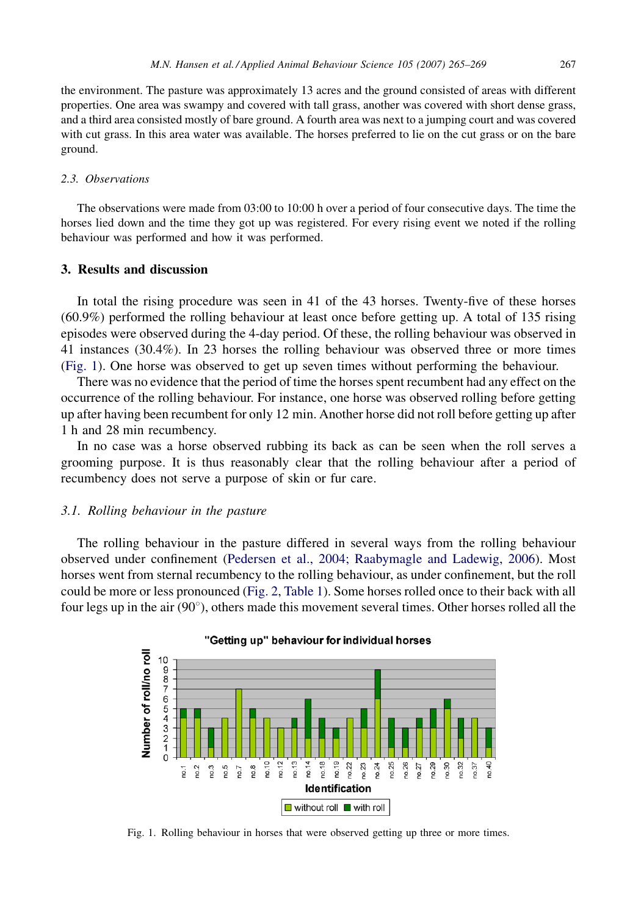the environment. The pasture was approximately 13 acres and the ground consisted of areas with different properties. One area was swampy and covered with tall grass, another was covered with short dense grass, and a third area consisted mostly of bare ground. A fourth area was next to a jumping court and was covered with cut grass. In this area water was available. The horses preferred to lie on the cut grass or on the bare ground.

### *2.3. Observations*

The observations were made from 03:00 to 10:00 h over a period of four consecutive days. The time the horses lied down and the time they got up was registered. For every rising event we noted if the rolling behaviour was performed and how it was performed.

## 3. Results and discussion

In total the rising procedure was seen in 41 of the 43 horses. Twenty-five of these horses (60.9%) performed the rolling behaviour at least once before getting up. A total of 135 rising episodes were observed during the 4-day period. Of these, the rolling behaviour was observed in 41 instances (30.4%). In 23 horses the rolling behaviour was observed three or more times (Fig. 1). One horse was observed to get up seven times without performing the behaviour.

There was no evidence that the period of time the horses spent recumbent had any effect on the occurrence of the rolling behaviour. For instance, one horse was observed rolling before getting up after having been recumbent for only 12 min. Another horse did not roll before getting up after 1 h and 28 min recumbency.

In no case was a horse observed rubbing its back as can be seen when the roll serves a grooming purpose. It is thus reasonably clear that the rolling behaviour after a period of recumbency does not serve a purpose of skin or fur care.

### *3.1. Rolling behaviour in the pasture*

The rolling behaviour in the pasture differed in several ways from the rolling behaviour observed under confinement (Pedersen et al., 2004; Raabymagle and Ladewig, 2006). Most horses went from sternal recumbency to the rolling behaviour, as under confinement, but the roll could be more or less pronounced (Fig. 2, Table 1). Some horses rolled once to their back with all four legs up in the air (90°), others made this movement several times. Other horses rolled all the

Fig. 1. Rolling behaviour in horses that were observed getting up three or more times.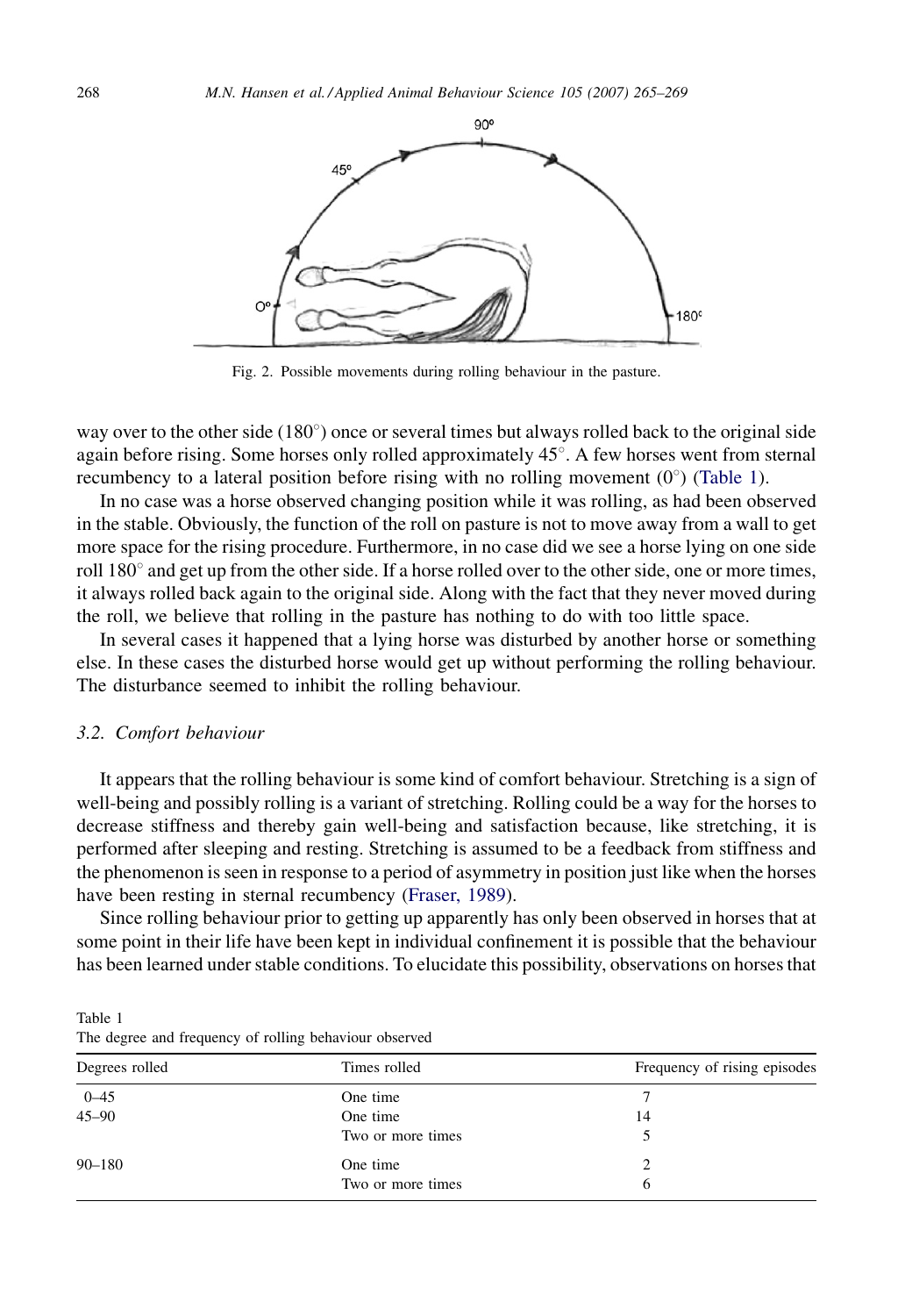Fig. 2. Possible movements during rolling behaviour in the pasture.

way over to the other side (180°) once or several times but always rolled back to the original side again before rising. Some horses only rolled approximately 45°. A few horses went from sternal recumbency to a lateral position before rising with no rolling movement (0°) (Table 1).

In no case was a horse observed changing position while it was rolling, as had been observed in the stable. Obviously, the function of the roll on pasture is not to move away from a wall to get more space for the rising procedure. Furthermore, in no case did we see a horse lying on one side roll 180° and get up from the other side. If a horse rolled over to the other side, one or more times, it always rolled back again to the original side. Along with the fact that they never moved during the roll, we believe that rolling in the pasture has nothing to do with too little space.

In several cases it happened that a lying horse was disturbed by another horse or something else. In these cases the disturbed horse would get up without performing the rolling behaviour. The disturbance seemed to inhibit the rolling behaviour.

### 3.2. Comfort behaviour

It appears that the rolling behaviour is some kind of comfort behaviour. Stretching is a sign of well-being and possibly rolling is a variant of stretching. Rolling could be a way for the horses to decrease stiffness and thereby gain well-being and satisfaction because, like stretching, it is performed after sleeping and resting. Stretching is assumed to be a feedback from stiffness and the phenomenon is seen in response to a period of asymmetry in position just like when the horses have been resting in sternal recumbency (Fraser, 1989).

Since rolling behaviour prior to getting up apparently has only been observed in horses that at some point in their life have been kept in individual confinement it is possible that the behaviour has been learned under stable conditions. To elucidate this possibility, observations on horses that

Table 1
The degree and frequency of rolling behaviour observed

| Degrees rolled | Times rolled | Frequency of rising episodes |
|---|---|---|
| 0–45 | One time | 7 |
| 45–90 | One time | 14 |
| | Two or more times | 5 |
| 90–180 | One time | 2 |
| | Two or more times | 6 |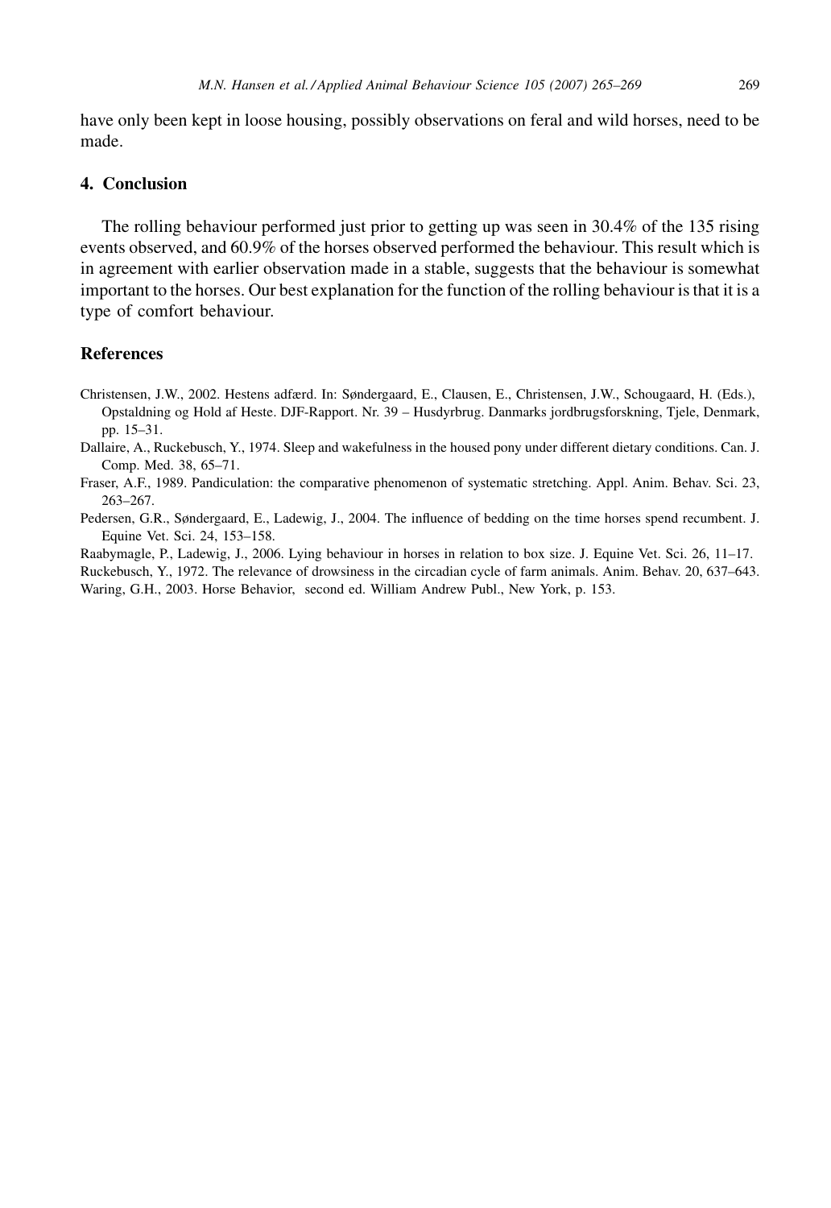have only been kept in loose housing, possibly observations on feral and wild horses, need to be made.

## 4. Conclusion

The rolling behaviour performed just prior to getting up was seen in 30.4% of the 135 rising events observed, and 60.9% of the horses observed performed the behaviour. This result which is in agreement with earlier observation made in a stable, suggests that the behaviour is somewhat important to the horses. Our best explanation for the function of the rolling behaviour is that it is a type of comfort behaviour.

## References

Christensen, J.W., 2002. Hestens adfærd. In: Søndergaard, E., Clausen, E., Christensen, J.W., Schougaard, H. (Eds.), Opstaldning og Hold af Heste. DJF-Rapport. Nr. 39 – Husdyrbrug. Danmarks jordbrugsforskning, Tjele, Denmark, pp. 15–31.

Dallaire, A., Ruckebusch, Y., 1974. Sleep and wakefulness in the housed pony under different dietary conditions. Can. J. Comp. Med. 38, 65–71.

Fraser, A.F., 1989. Pandiculation: the comparative phenomenon of systematic stretching. Appl. Anim. Behav. Sci. 23, 263–267.

Pedersen, G.R., Søndergaard, E., Ladewig, J., 2004. The influence of bedding on the time horses spend recumbent. J. Equine Vet. Sci. 24, 153–158.

Raabymagle, P., Ladewig, J., 2006. Lying behaviour in horses in relation to box size. J. Equine Vet. Sci. 26, 11–17.

Ruckebusch, Y., 1972. The relevance of drowsiness in the circadian cycle of farm animals. Anim. Behav. 20, 637–643.

Waring, G.H., 2003. Horse Behavior, second ed. William Andrew Publ., New York, p. 153.